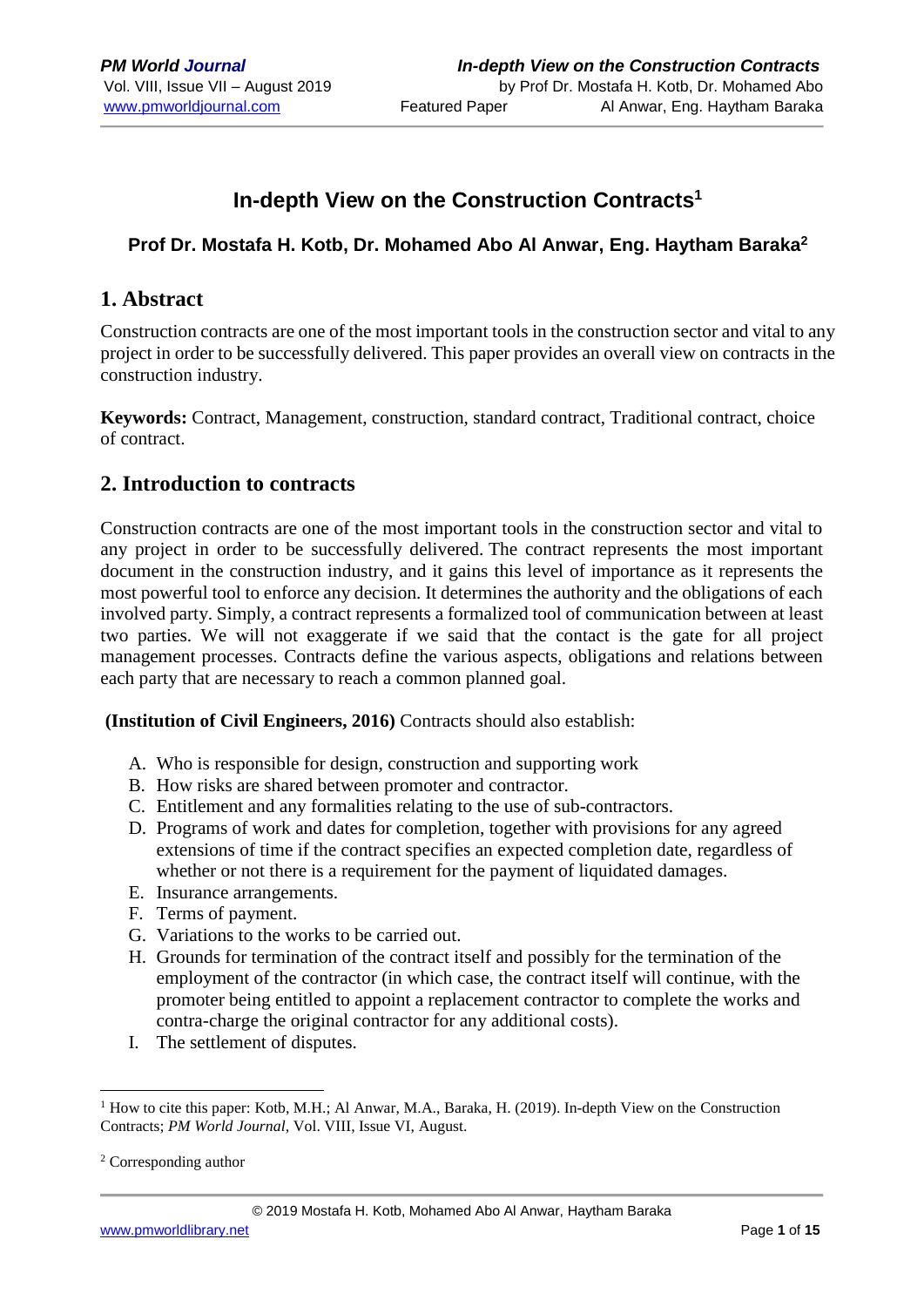# In-depth View on the Construction Contracts[1]

**Prof Dr. Mostafa H. Kotb, Dr. Mohamed Abo Al Anwar, Eng. Haytham Baraka[2]**

## 1. Abstract

Construction contracts are one of the most important tools in the construction sector and vital to any project in order to be successfully delivered. This paper provides an overall view on contracts in the construction industry.

**Keywords:** Contract, Management, construction, standard contract, Traditional contract, choice of contract.

## 2. Introduction to contracts

Construction contracts are one of the most important tools in the construction sector and vital to any project in order to be successfully delivered. The contract represents the most important document in the construction industry, and it gains this level of importance as it represents the most powerful tool to enforce any decision. It determines the authority and the obligations of each involved party. Simply, a contract represents a formalized tool of communication between at least two parties. We will not exaggerate if we said that the contact is the gate for all project management processes. Contracts define the various aspects, obligations and relations between each party that are necessary to reach a common planned goal.

**(Institution of Civil Engineers, 2016)** Contracts should also establish:

A. Who is responsible for design, construction and supporting work
B. How risks are shared between promoter and contractor.
C. Entitlement and any formalities relating to the use of sub-contractors.
D. Programs of work and dates for completion, together with provisions for any agreed extensions of time if the contract specifies an expected completion date, regardless of whether or not there is a requirement for the payment of liquidated damages.
E. Insurance arrangements.
F. Terms of payment.
G. Variations to the works to be carried out.
H. Grounds for termination of the contract itself and possibly for the termination of the employment of the contractor (in which case, the contract itself will continue, with the promoter being entitled to appoint a replacement contractor to complete the works and contra-charge the original contractor for any additional costs).
I. The settlement of disputes.

---

[1] How to cite this paper: Kotb, M.H.; Al Anwar, M.A., Baraka, H. (2019). In-depth View on the Construction Contracts; *PM World Journal*, Vol. VIII, Issue VI, August.

[2] Corresponding author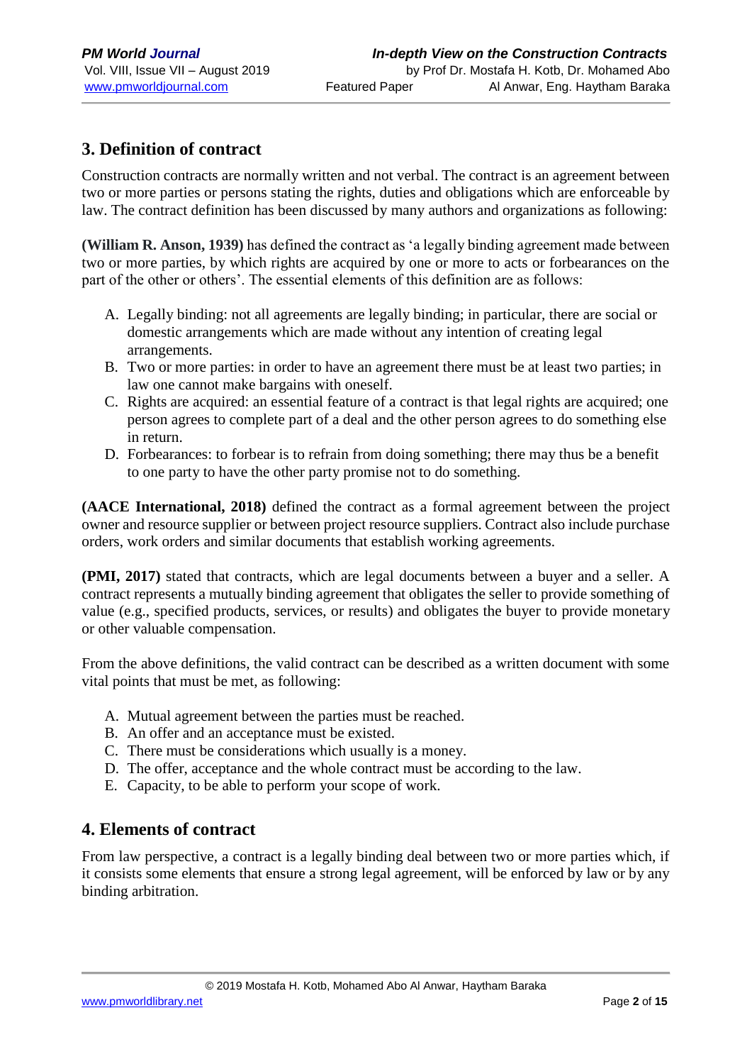## 3. Definition of contract

Construction contracts are normally written and not verbal. The contract is an agreement between two or more parties or persons stating the rights, duties and obligations which are enforceable by law. The contract definition has been discussed by many authors and organizations as following:

**(William R. Anson, 1939)** has defined the contract as 'a legally binding agreement made between two or more parties, by which rights are acquired by one or more to acts or forbearances on the part of the other or others'. The essential elements of this definition are as follows:

A. Legally binding: not all agreements are legally binding; in particular, there are social or domestic arrangements which are made without any intention of creating legal arrangements.
B. Two or more parties: in order to have an agreement there must be at least two parties; in law one cannot make bargains with oneself.
C. Rights are acquired: an essential feature of a contract is that legal rights are acquired; one person agrees to complete part of a deal and the other person agrees to do something else in return.
D. Forbearances: to forbear is to refrain from doing something; there may thus be a benefit to one party to have the other party promise not to do something.

**(AACE International, 2018)** defined the contract as a formal agreement between the project owner and resource supplier or between project resource suppliers. Contract also include purchase orders, work orders and similar documents that establish working agreements.

**(PMI, 2017)** stated that contracts, which are legal documents between a buyer and a seller. A contract represents a mutually binding agreement that obligates the seller to provide something of value (e.g., specified products, services, or results) and obligates the buyer to provide monetary or other valuable compensation.

From the above definitions, the valid contract can be described as a written document with some vital points that must be met, as following:

A. Mutual agreement between the parties must be reached.
B. An offer and an acceptance must be existed.
C. There must be considerations which usually is a money.
D. The offer, acceptance and the whole contract must be according to the law.
E. Capacity, to be able to perform your scope of work.

## 4. Elements of contract

From law perspective, a contract is a legally binding deal between two or more parties which, if it consists some elements that ensure a strong legal agreement, will be enforced by law or by any binding arbitration.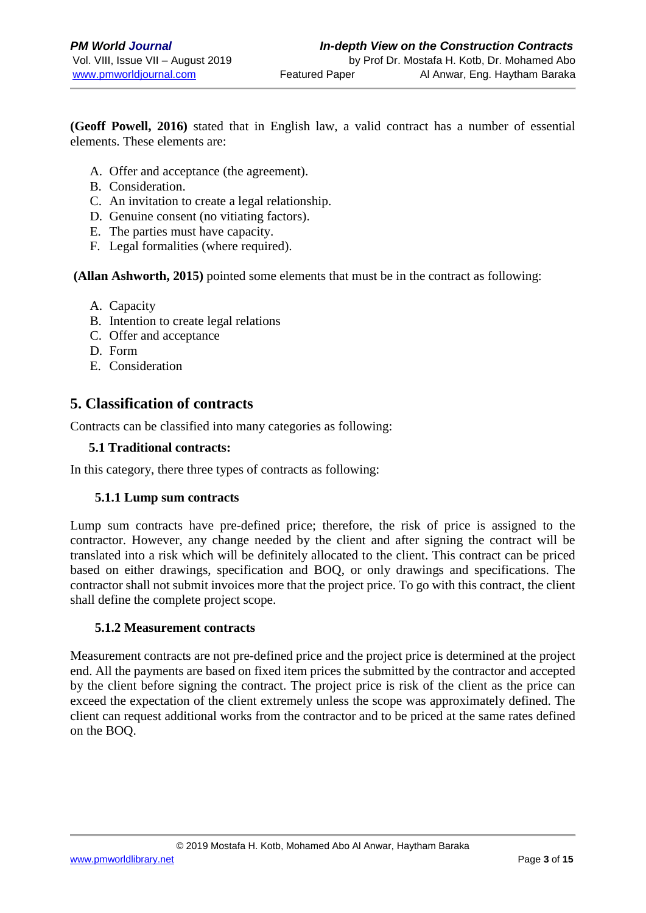**(Geoff Powell, 2016)** stated that in English law, a valid contract has a number of essential elements. These elements are:

A. Offer and acceptance (the agreement).
B. Consideration.
C. An invitation to create a legal relationship.
D. Genuine consent (no vitiating factors).
E. The parties must have capacity.
F. Legal formalities (where required).

**(Allan Ashworth, 2015)** pointed some elements that must be in the contract as following:

A. Capacity
B. Intention to create legal relations
C. Offer and acceptance
D. Form
E. Consideration

## 5. Classification of contracts

Contracts can be classified into many categories as following:

### 5.1 Traditional contracts:

In this category, there three types of contracts as following:

#### 5.1.1 Lump sum contracts

Lump sum contracts have pre-defined price; therefore, the risk of price is assigned to the contractor. However, any change needed by the client and after signing the contract will be translated into a risk which will be definitely allocated to the client. This contract can be priced based on either drawings, specification and BOQ, or only drawings and specifications. The contractor shall not submit invoices more that the project price. To go with this contract, the client shall define the complete project scope.

#### 5.1.2 Measurement contracts

Measurement contracts are not pre-defined price and the project price is determined at the project end. All the payments are based on fixed item prices the submitted by the contractor and accepted by the client before signing the contract. The project price is risk of the client as the price can exceed the expectation of the client extremely unless the scope was approximately defined. The client can request additional works from the contractor and to be priced at the same rates defined on the BOQ.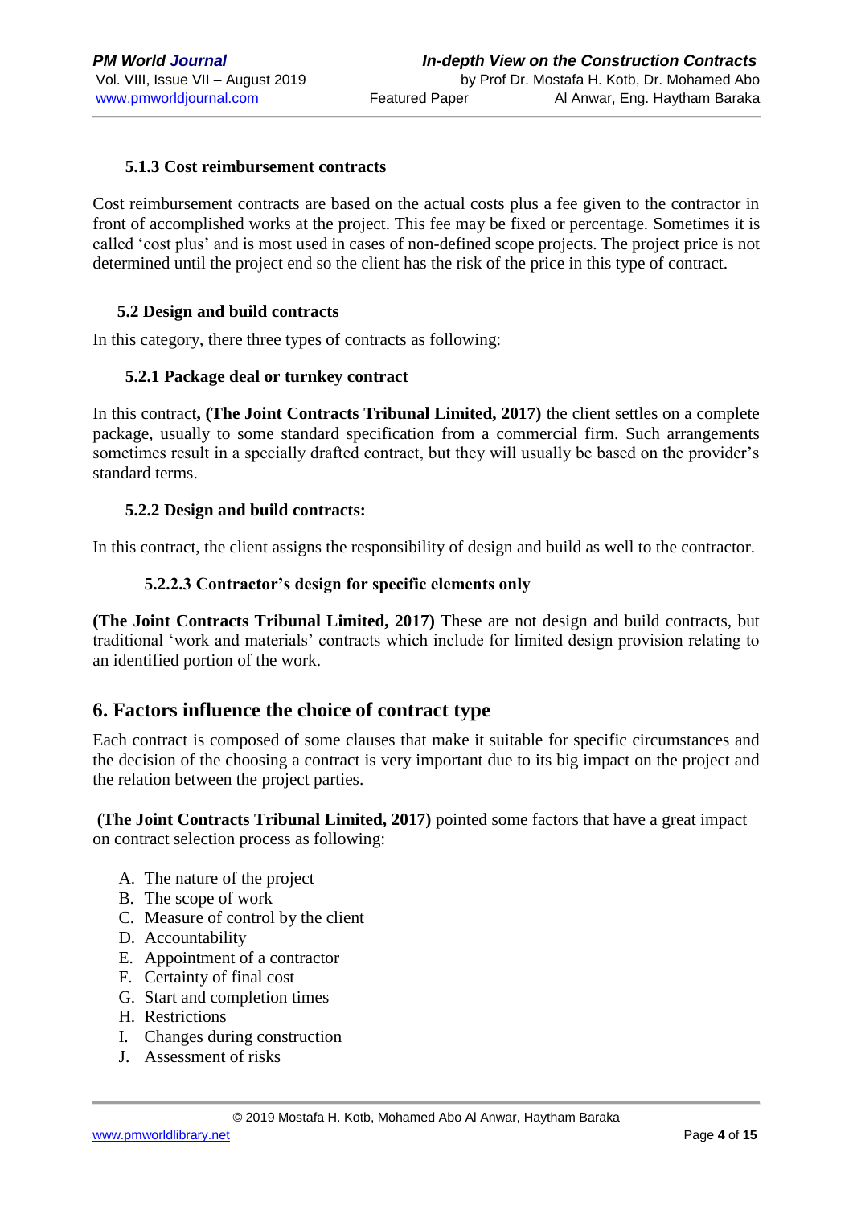#### 5.1.3 Cost reimbursement contracts

Cost reimbursement contracts are based on the actual costs plus a fee given to the contractor in front of accomplished works at the project. This fee may be fixed or percentage. Sometimes it is called 'cost plus' and is most used in cases of non-defined scope projects. The project price is not determined until the project end so the client has the risk of the price in this type of contract.

### 5.2 Design and build contracts

In this category, there three types of contracts as following:

#### 5.2.1 Package deal or turnkey contract

In this contract**, (The Joint Contracts Tribunal Limited, 2017)** the client settles on a complete package, usually to some standard specification from a commercial firm. Such arrangements sometimes result in a specially drafted contract, but they will usually be based on the provider's standard terms.

#### 5.2.2 Design and build contracts:

In this contract, the client assigns the responsibility of design and build as well to the contractor.

##### 5.2.2.3 Contractor's design for specific elements only

**(The Joint Contracts Tribunal Limited, 2017)** These are not design and build contracts, but traditional 'work and materials' contracts which include for limited design provision relating to an identified portion of the work.

## 6. Factors influence the choice of contract type

Each contract is composed of some clauses that make it suitable for specific circumstances and the decision of the choosing a contract is very important due to its big impact on the project and the relation between the project parties.

**(The Joint Contracts Tribunal Limited, 2017)** pointed some factors that have a great impact on contract selection process as following:

A. The nature of the project
B. The scope of work
C. Measure of control by the client
D. Accountability
E. Appointment of a contractor
F. Certainty of final cost
G. Start and completion times
H. Restrictions
I. Changes during construction
J. Assessment of risks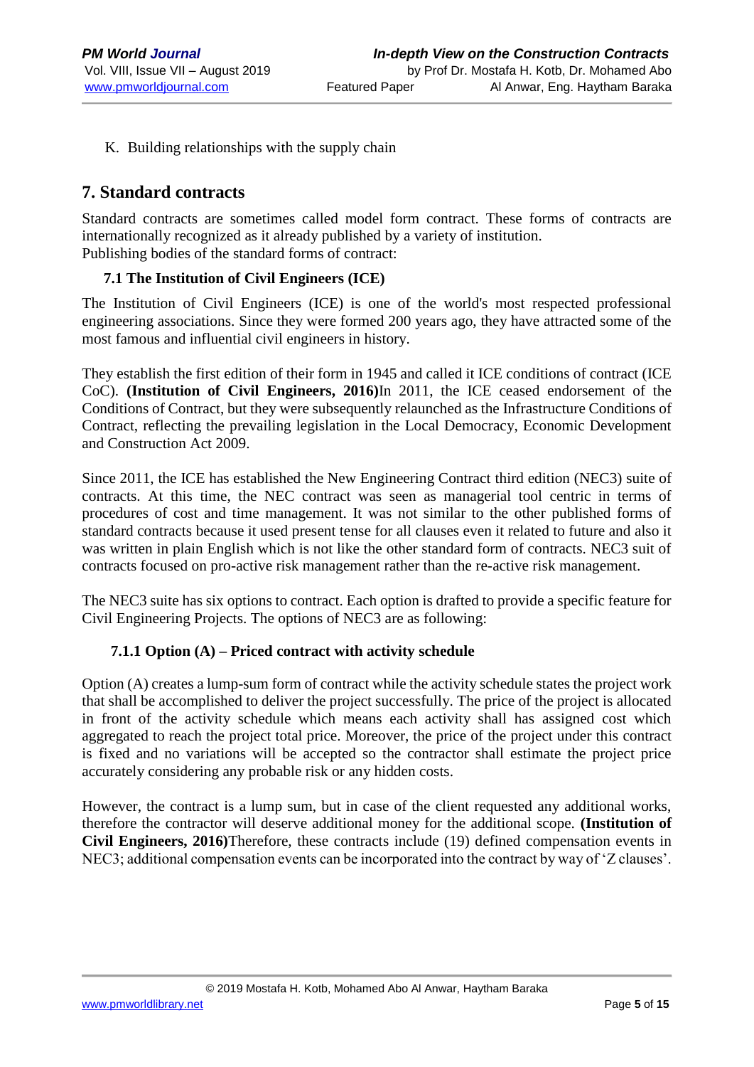K. Building relationships with the supply chain

## 7. Standard contracts

Standard contracts are sometimes called model form contract. These forms of contracts are internationally recognized as it already published by a variety of institution.
Publishing bodies of the standard forms of contract:

### 7.1 The Institution of Civil Engineers (ICE)

The Institution of Civil Engineers (ICE) is one of the world's most respected professional engineering associations. Since they were formed 200 years ago, they have attracted some of the most famous and influential civil engineers in history.

They establish the first edition of their form in 1945 and called it ICE conditions of contract (ICE CoC). **(Institution of Civil Engineers, 2016)**In 2011, the ICE ceased endorsement of the Conditions of Contract, but they were subsequently relaunched as the Infrastructure Conditions of Contract, reflecting the prevailing legislation in the Local Democracy, Economic Development and Construction Act 2009.

Since 2011, the ICE has established the New Engineering Contract third edition (NEC3) suite of contracts. At this time, the NEC contract was seen as managerial tool centric in terms of procedures of cost and time management. It was not similar to the other published forms of standard contracts because it used present tense for all clauses even it related to future and also it was written in plain English which is not like the other standard form of contracts. NEC3 suit of contracts focused on pro-active risk management rather than the re-active risk management.

The NEC3 suite has six options to contract. Each option is drafted to provide a specific feature for Civil Engineering Projects. The options of NEC3 are as following:

#### 7.1.1 Option (A) – Priced contract with activity schedule

Option (A) creates a lump-sum form of contract while the activity schedule states the project work that shall be accomplished to deliver the project successfully. The price of the project is allocated in front of the activity schedule which means each activity shall has assigned cost which aggregated to reach the project total price. Moreover, the price of the project under this contract is fixed and no variations will be accepted so the contractor shall estimate the project price accurately considering any probable risk or any hidden costs.

However, the contract is a lump sum, but in case of the client requested any additional works, therefore the contractor will deserve additional money for the additional scope. **(Institution of Civil Engineers, 2016)**Therefore, these contracts include (19) defined compensation events in NEC3; additional compensation events can be incorporated into the contract by way of 'Z clauses'.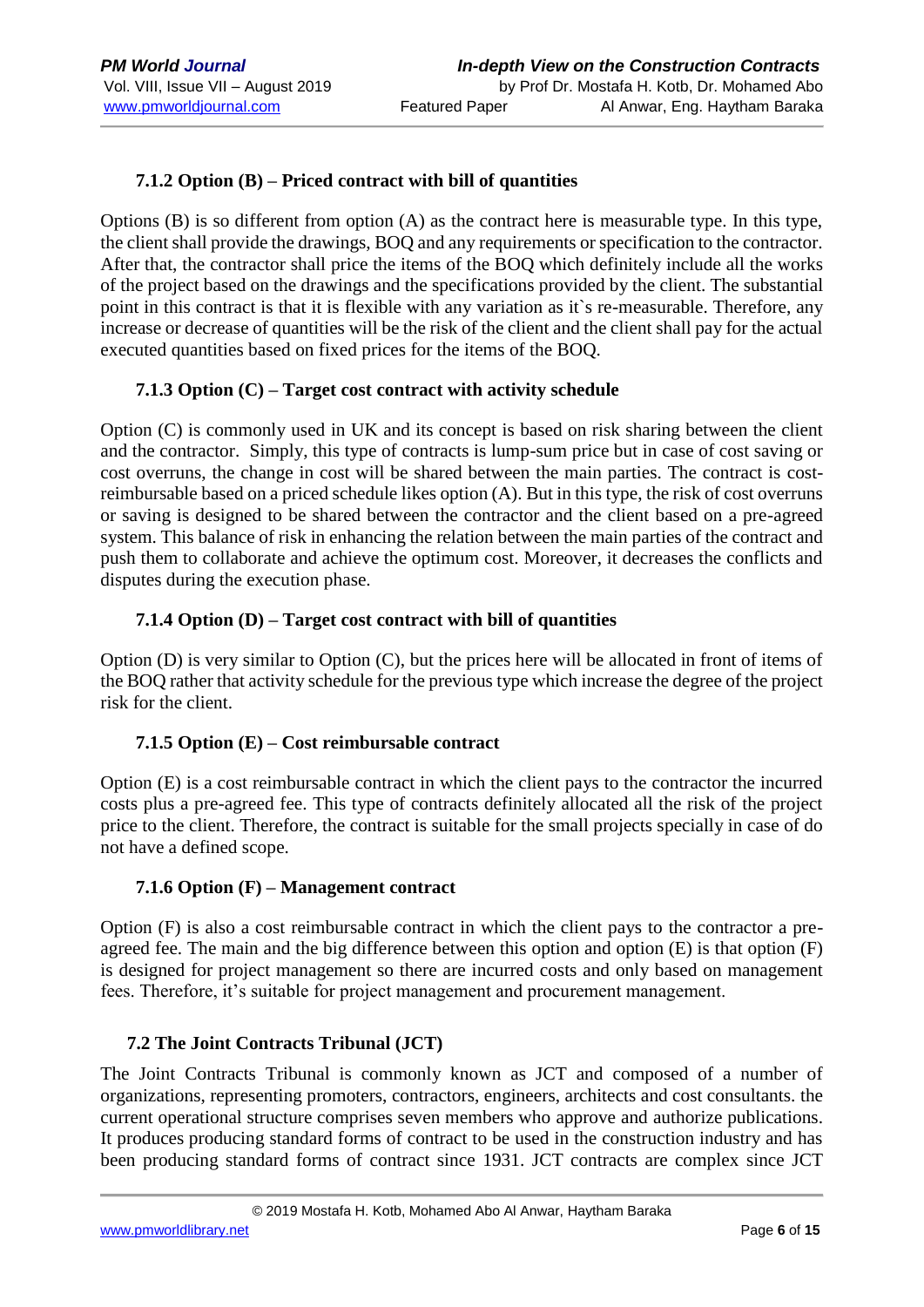#### 7.1.2 Option (B) – Priced contract with bill of quantities

Options (B) is so different from option (A) as the contract here is measurable type. In this type, the client shall provide the drawings, BOQ and any requirements or specification to the contractor. After that, the contractor shall price the items of the BOQ which definitely include all the works of the project based on the drawings and the specifications provided by the client. The substantial point in this contract is that it is flexible with any variation as it`s re-measurable. Therefore, any increase or decrease of quantities will be the risk of the client and the client shall pay for the actual executed quantities based on fixed prices for the items of the BOQ.

#### 7.1.3 Option (C) – Target cost contract with activity schedule

Option (C) is commonly used in UK and its concept is based on risk sharing between the client and the contractor. Simply, this type of contracts is lump-sum price but in case of cost saving or cost overruns, the change in cost will be shared between the main parties. The contract is cost-reimbursable based on a priced schedule likes option (A). But in this type, the risk of cost overruns or saving is designed to be shared between the contractor and the client based on a pre-agreed system. This balance of risk in enhancing the relation between the main parties of the contract and push them to collaborate and achieve the optimum cost. Moreover, it decreases the conflicts and disputes during the execution phase.

#### 7.1.4 Option (D) – Target cost contract with bill of quantities

Option (D) is very similar to Option (C), but the prices here will be allocated in front of items of the BOQ rather that activity schedule for the previous type which increase the degree of the project risk for the client.

#### 7.1.5 Option (E) – Cost reimbursable contract

Option (E) is a cost reimbursable contract in which the client pays to the contractor the incurred costs plus a pre-agreed fee. This type of contracts definitely allocated all the risk of the project price to the client. Therefore, the contract is suitable for the small projects specially in case of do not have a defined scope.

#### 7.1.6 Option (F) – Management contract

Option (F) is also a cost reimbursable contract in which the client pays to the contractor a pre-agreed fee. The main and the big difference between this option and option (E) is that option (F) is designed for project management so there are incurred costs and only based on management fees. Therefore, it's suitable for project management and procurement management.

### 7.2 The Joint Contracts Tribunal (JCT)

The Joint Contracts Tribunal is commonly known as JCT and composed of a number of organizations, representing promoters, contractors, engineers, architects and cost consultants. the current operational structure comprises seven members who approve and authorize publications. It produces producing standard forms of contract to be used in the construction industry and has been producing standard forms of contract since 1931. JCT contracts are complex since JCT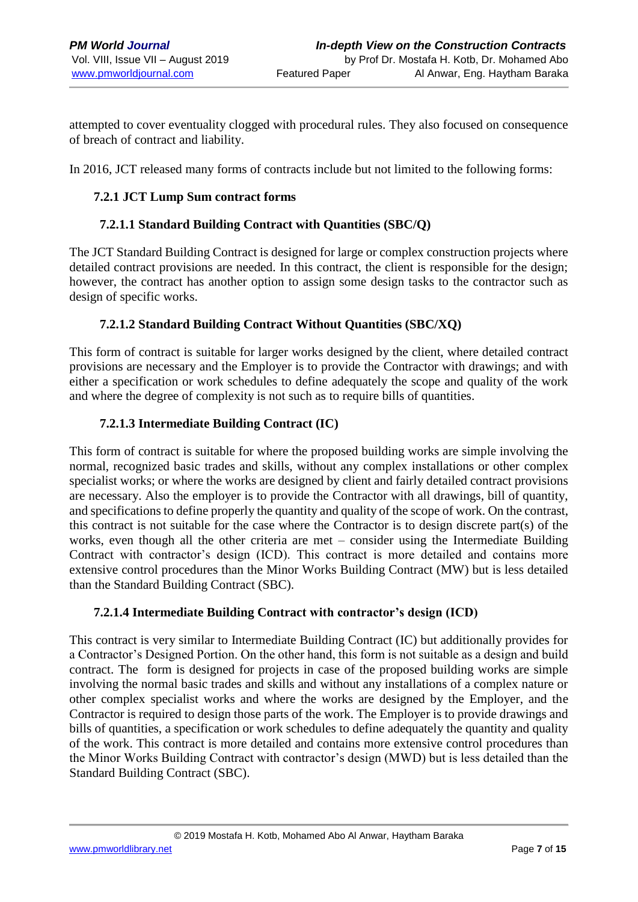attempted to cover eventuality clogged with procedural rules. They also focused on consequence of breach of contract and liability.

In 2016, JCT released many forms of contracts include but not limited to the following forms:

### 7.2.1 JCT Lump Sum contract forms

#### 7.2.1.1 Standard Building Contract with Quantities (SBC/Q)

The JCT Standard Building Contract is designed for large or complex construction projects where detailed contract provisions are needed. In this contract, the client is responsible for the design; however, the contract has another option to assign some design tasks to the contractor such as design of specific works.

#### 7.2.1.2 Standard Building Contract Without Quantities (SBC/XQ)

This form of contract is suitable for larger works designed by the client, where detailed contract provisions are necessary and the Employer is to provide the Contractor with drawings; and with either a specification or work schedules to define adequately the scope and quality of the work and where the degree of complexity is not such as to require bills of quantities.

#### 7.2.1.3 Intermediate Building Contract (IC)

This form of contract is suitable for where the proposed building works are simple involving the normal, recognized basic trades and skills, without any complex installations or other complex specialist works; or where the works are designed by client and fairly detailed contract provisions are necessary. Also the employer is to provide the Contractor with all drawings, bill of quantity, and specifications to define properly the quantity and quality of the scope of work. On the contrast, this contract is not suitable for the case where the Contractor is to design discrete part(s) of the works, even though all the other criteria are met – consider using the Intermediate Building Contract with contractor's design (ICD). This contract is more detailed and contains more extensive control procedures than the Minor Works Building Contract (MW) but is less detailed than the Standard Building Contract (SBC).

#### 7.2.1.4 Intermediate Building Contract with contractor's design (ICD)

This contract is very similar to Intermediate Building Contract (IC) but additionally provides for a Contractor's Designed Portion. On the other hand, this form is not suitable as a design and build contract. The form is designed for projects in case of the proposed building works are simple involving the normal basic trades and skills and without any installations of a complex nature or other complex specialist works and where the works are designed by the Employer, and the Contractor is required to design those parts of the work. The Employer is to provide drawings and bills of quantities, a specification or work schedules to define adequately the quantity and quality of the work. This contract is more detailed and contains more extensive control procedures than the Minor Works Building Contract with contractor's design (MWD) but is less detailed than the Standard Building Contract (SBC).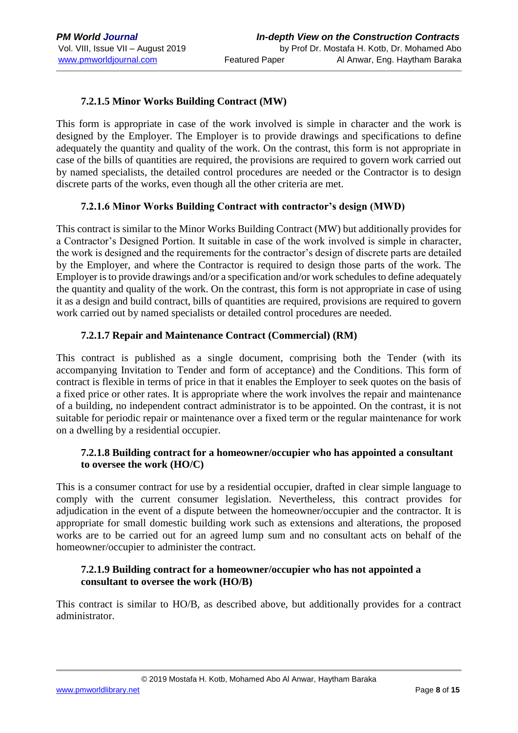#### 7.2.1.5 Minor Works Building Contract (MW)

This form is appropriate in case of the work involved is simple in character and the work is designed by the Employer. The Employer is to provide drawings and specifications to define adequately the quantity and quality of the work. On the contrast, this form is not appropriate in case of the bills of quantities are required, the provisions are required to govern work carried out by named specialists, the detailed control procedures are needed or the Contractor is to design discrete parts of the works, even though all the other criteria are met.

#### 7.2.1.6 Minor Works Building Contract with contractor's design (MWD)

This contract is similar to the Minor Works Building Contract (MW) but additionally provides for a Contractor's Designed Portion. It suitable in case of the work involved is simple in character, the work is designed and the requirements for the contractor's design of discrete parts are detailed by the Employer, and where the Contractor is required to design those parts of the work. The Employer is to provide drawings and/or a specification and/or work schedules to define adequately the quantity and quality of the work. On the contrast, this form is not appropriate in case of using it as a design and build contract, bills of quantities are required, provisions are required to govern work carried out by named specialists or detailed control procedures are needed.

#### 7.2.1.7 Repair and Maintenance Contract (Commercial) (RM)

This contract is published as a single document, comprising both the Tender (with its accompanying Invitation to Tender and form of acceptance) and the Conditions. This form of contract is flexible in terms of price in that it enables the Employer to seek quotes on the basis of a fixed price or other rates. It is appropriate where the work involves the repair and maintenance of a building, no independent contract administrator is to be appointed. On the contrast, it is not suitable for periodic repair or maintenance over a fixed term or the regular maintenance for work on a dwelling by a residential occupier.

#### 7.2.1.8 Building contract for a homeowner/occupier who has appointed a consultant to oversee the work (HO/C)

This is a consumer contract for use by a residential occupier, drafted in clear simple language to comply with the current consumer legislation. Nevertheless, this contract provides for adjudication in the event of a dispute between the homeowner/occupier and the contractor. It is appropriate for small domestic building work such as extensions and alterations, the proposed works are to be carried out for an agreed lump sum and no consultant acts on behalf of the homeowner/occupier to administer the contract.

#### 7.2.1.9 Building contract for a homeowner/occupier who has not appointed a consultant to oversee the work (HO/B)

This contract is similar to HO/B, as described above, but additionally provides for a contract administrator.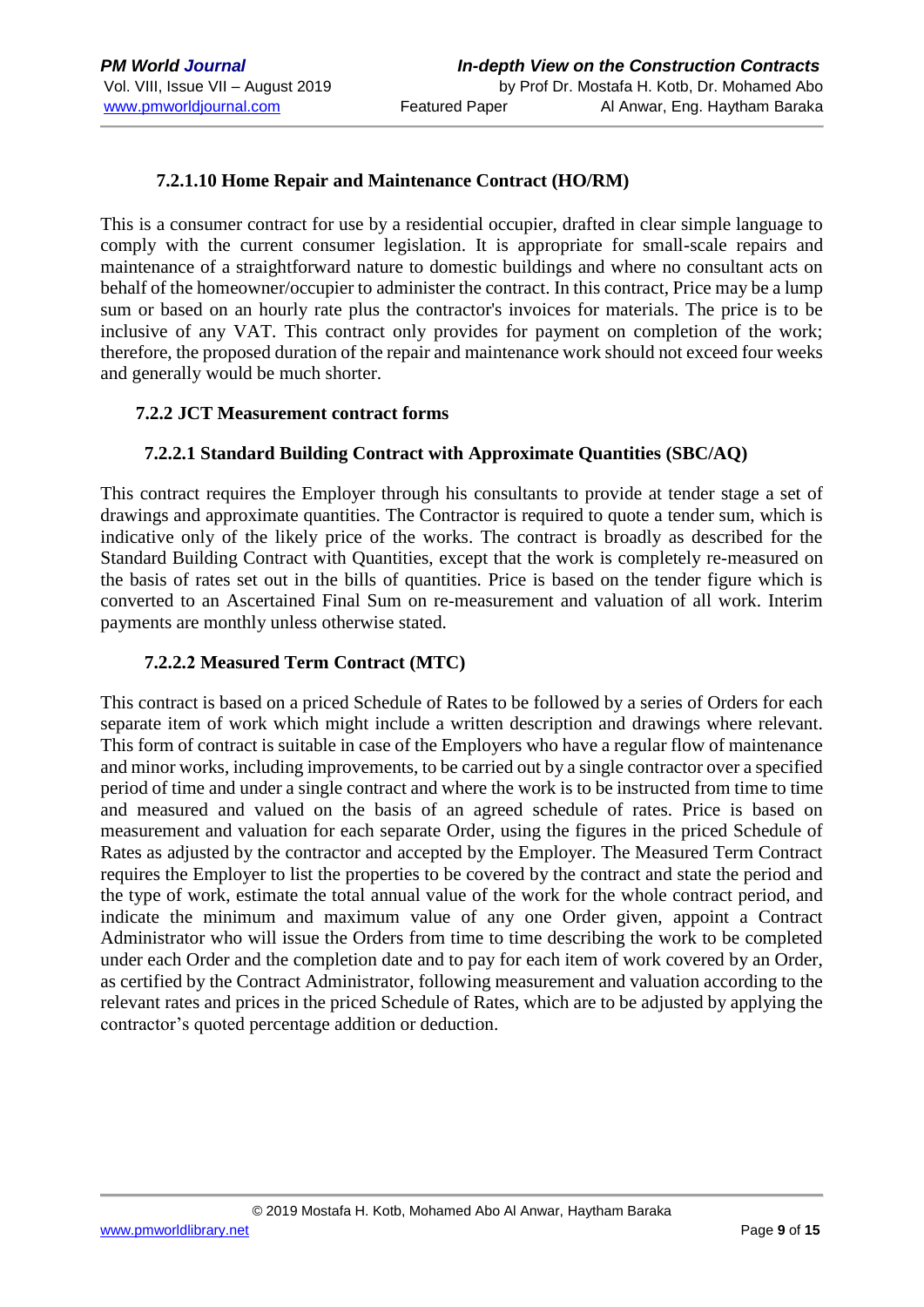#### 7.2.1.10 Home Repair and Maintenance Contract (HO/RM)

This is a consumer contract for use by a residential occupier, drafted in clear simple language to comply with the current consumer legislation. It is appropriate for small-scale repairs and maintenance of a straightforward nature to domestic buildings and where no consultant acts on behalf of the homeowner/occupier to administer the contract. In this contract, Price may be a lump sum or based on an hourly rate plus the contractor's invoices for materials. The price is to be inclusive of any VAT. This contract only provides for payment on completion of the work; therefore, the proposed duration of the repair and maintenance work should not exceed four weeks and generally would be much shorter.

### 7.2.2 JCT Measurement contract forms

#### 7.2.2.1 Standard Building Contract with Approximate Quantities (SBC/AQ)

This contract requires the Employer through his consultants to provide at tender stage a set of drawings and approximate quantities. The Contractor is required to quote a tender sum, which is indicative only of the likely price of the works. The contract is broadly as described for the Standard Building Contract with Quantities, except that the work is completely re-measured on the basis of rates set out in the bills of quantities. Price is based on the tender figure which is converted to an Ascertained Final Sum on re-measurement and valuation of all work. Interim payments are monthly unless otherwise stated.

#### 7.2.2.2 Measured Term Contract (MTC)

This contract is based on a priced Schedule of Rates to be followed by a series of Orders for each separate item of work which might include a written description and drawings where relevant. This form of contract is suitable in case of the Employers who have a regular flow of maintenance and minor works, including improvements, to be carried out by a single contractor over a specified period of time and under a single contract and where the work is to be instructed from time to time and measured and valued on the basis of an agreed schedule of rates. Price is based on measurement and valuation for each separate Order, using the figures in the priced Schedule of Rates as adjusted by the contractor and accepted by the Employer. The Measured Term Contract requires the Employer to list the properties to be covered by the contract and state the period and the type of work, estimate the total annual value of the work for the whole contract period, and indicate the minimum and maximum value of any one Order given, appoint a Contract Administrator who will issue the Orders from time to time describing the work to be completed under each Order and the completion date and to pay for each item of work covered by an Order, as certified by the Contract Administrator, following measurement and valuation according to the relevant rates and prices in the priced Schedule of Rates, which are to be adjusted by applying the contractor's quoted percentage addition or deduction.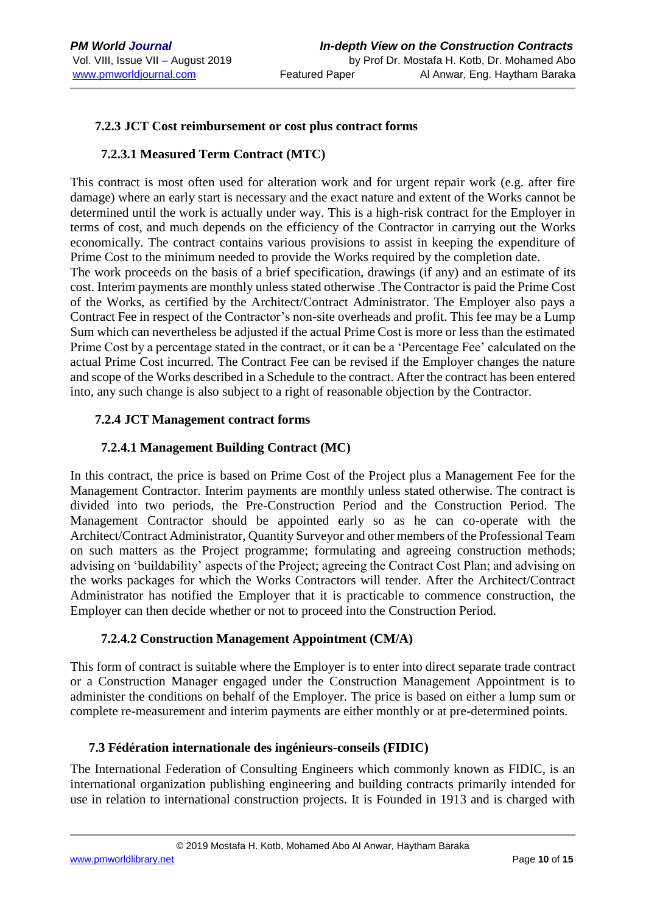### 7.2.3 JCT Cost reimbursement or cost plus contract forms

#### 7.2.3.1 Measured Term Contract (MTC)

This contract is most often used for alteration work and for urgent repair work (e.g. after fire damage) where an early start is necessary and the exact nature and extent of the Works cannot be determined until the work is actually under way. This is a high-risk contract for the Employer in terms of cost, and much depends on the efficiency of the Contractor in carrying out the Works economically. The contract contains various provisions to assist in keeping the expenditure of Prime Cost to the minimum needed to provide the Works required by the completion date.
The work proceeds on the basis of a brief specification, drawings (if any) and an estimate of its cost. Interim payments are monthly unless stated otherwise .The Contractor is paid the Prime Cost of the Works, as certified by the Architect/Contract Administrator. The Employer also pays a Contract Fee in respect of the Contractor's non-site overheads and profit. This fee may be a Lump Sum which can nevertheless be adjusted if the actual Prime Cost is more or less than the estimated Prime Cost by a percentage stated in the contract, or it can be a 'Percentage Fee' calculated on the actual Prime Cost incurred. The Contract Fee can be revised if the Employer changes the nature and scope of the Works described in a Schedule to the contract. After the contract has been entered into, any such change is also subject to a right of reasonable objection by the Contractor.

### 7.2.4 JCT Management contract forms

#### 7.2.4.1 Management Building Contract (MC)

In this contract, the price is based on Prime Cost of the Project plus a Management Fee for the Management Contractor. Interim payments are monthly unless stated otherwise. The contract is divided into two periods, the Pre-Construction Period and the Construction Period. The Management Contractor should be appointed early so as he can co-operate with the Architect/Contract Administrator, Quantity Surveyor and other members of the Professional Team on such matters as the Project programme; formulating and agreeing construction methods; advising on 'buildability' aspects of the Project; agreeing the Contract Cost Plan; and advising on the works packages for which the Works Contractors will tender. After the Architect/Contract Administrator has notified the Employer that it is practicable to commence construction, the Employer can then decide whether or not to proceed into the Construction Period.

#### 7.2.4.2 Construction Management Appointment (CM/A)

This form of contract is suitable where the Employer is to enter into direct separate trade contract or a Construction Manager engaged under the Construction Management Appointment is to administer the conditions on behalf of the Employer. The price is based on either a lump sum or complete re-measurement and interim payments are either monthly or at pre-determined points.

### 7.3 Fédération internationale des ingénieurs-conseils (FIDIC)

The International Federation of Consulting Engineers which commonly known as FIDIC, is an international organization publishing engineering and building contracts primarily intended for use in relation to international construction projects. It is Founded in 1913 and is charged with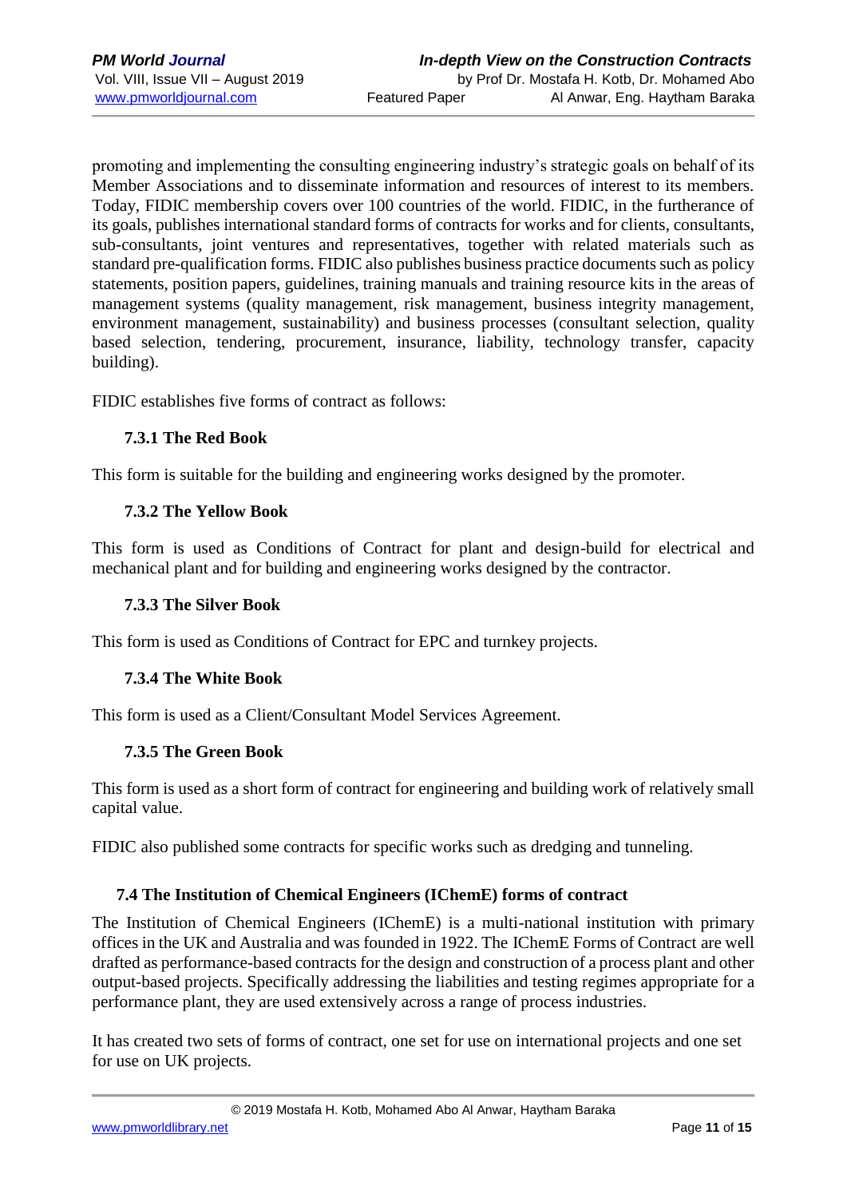promoting and implementing the consulting engineering industry's strategic goals on behalf of its Member Associations and to disseminate information and resources of interest to its members. Today, FIDIC membership covers over 100 countries of the world. FIDIC, in the furtherance of its goals, publishes international standard forms of contracts for works and for clients, consultants, sub-consultants, joint ventures and representatives, together with related materials such as standard pre-qualification forms. FIDIC also publishes business practice documents such as policy statements, position papers, guidelines, training manuals and training resource kits in the areas of management systems (quality management, risk management, business integrity management, environment management, sustainability) and business processes (consultant selection, quality based selection, tendering, procurement, insurance, liability, technology transfer, capacity building).

FIDIC establishes five forms of contract as follows:

#### 7.3.1 The Red Book

This form is suitable for the building and engineering works designed by the promoter.

#### 7.3.2 The Yellow Book

This form is used as Conditions of Contract for plant and design-build for electrical and mechanical plant and for building and engineering works designed by the contractor.

#### 7.3.3 The Silver Book

This form is used as Conditions of Contract for EPC and turnkey projects.

#### 7.3.4 The White Book

This form is used as a Client/Consultant Model Services Agreement.

#### 7.3.5 The Green Book

This form is used as a short form of contract for engineering and building work of relatively small capital value.

FIDIC also published some contracts for specific works such as dredging and tunneling.

### 7.4 The Institution of Chemical Engineers (IChemE) forms of contract

The Institution of Chemical Engineers (IChemE) is a multi-national institution with primary offices in the UK and Australia and was founded in 1922. The IChemE Forms of Contract are well drafted as performance-based contracts for the design and construction of a process plant and other output-based projects. Specifically addressing the liabilities and testing regimes appropriate for a performance plant, they are used extensively across a range of process industries.

It has created two sets of forms of contract, one set for use on international projects and one set for use on UK projects.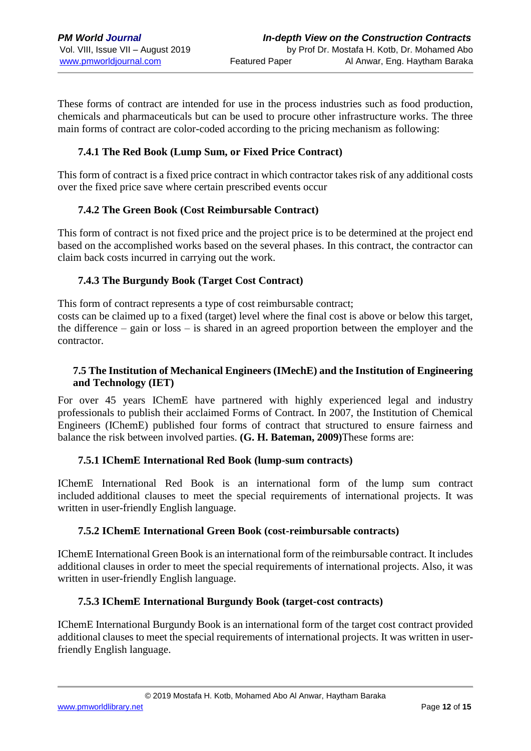These forms of contract are intended for use in the process industries such as food production, chemicals and pharmaceuticals but can be used to procure other infrastructure works. The three main forms of contract are color-coded according to the pricing mechanism as following:

### 7.4.1 The Red Book (Lump Sum, or Fixed Price Contract)

This form of contract is a fixed price contract in which contractor takes risk of any additional costs over the fixed price save where certain prescribed events occur

### 7.4.2 The Green Book (Cost Reimbursable Contract)

This form of contract is not fixed price and the project price is to be determined at the project end based on the accomplished works based on the several phases. In this contract, the contractor can claim back costs incurred in carrying out the work.

### 7.4.3 The Burgundy Book (Target Cost Contract)

This form of contract represents a type of cost reimbursable contract;
costs can be claimed up to a fixed (target) level where the final cost is above or below this target, the difference – gain or loss – is shared in an agreed proportion between the employer and the contractor.

## 7.5 The Institution of Mechanical Engineers (IMechE) and the Institution of Engineering and Technology (IET)

For over 45 years IChemE have partnered with highly experienced legal and industry professionals to publish their acclaimed Forms of Contract. In 2007, the Institution of Chemical Engineers (IChemE) published four forms of contract that structured to ensure fairness and balance the risk between involved parties. **(G. H. Bateman, 2009)**These forms are:

### 7.5.1 IChemE International Red Book (lump-sum contracts)

IChemE International Red Book is an international form of the lump sum contract included additional clauses to meet the special requirements of international projects. It was written in user-friendly English language.

### 7.5.2 IChemE International Green Book (cost-reimbursable contracts)

IChemE International Green Book is an international form of the reimbursable contract. It includes additional clauses in order to meet the special requirements of international projects. Also, it was written in user-friendly English language.

### 7.5.3 IChemE International Burgundy Book (target-cost contracts)

IChemE International Burgundy Book is an international form of the target cost contract provided additional clauses to meet the special requirements of international projects. It was written in user-friendly English language.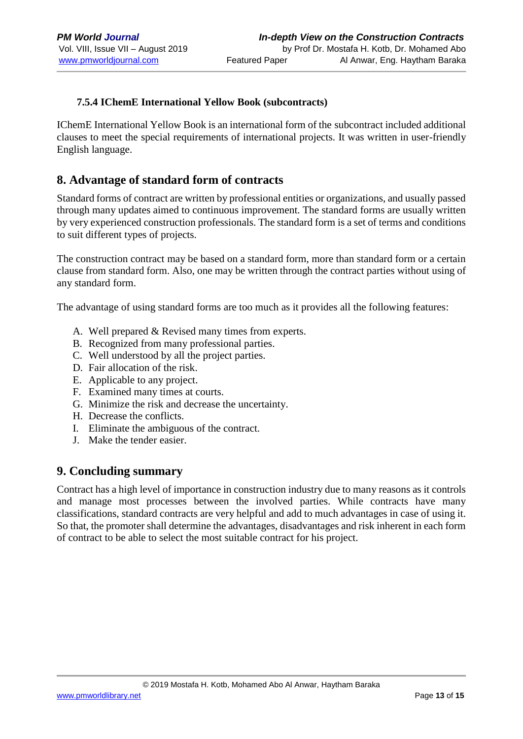#### 7.5.4 IChemE International Yellow Book (subcontracts)

IChemE International Yellow Book is an international form of the subcontract included additional clauses to meet the special requirements of international projects. It was written in user-friendly English language.

## 8. Advantage of standard form of contracts

Standard forms of contract are written by professional entities or organizations, and usually passed through many updates aimed to continuous improvement. The standard forms are usually written by very experienced construction professionals. The standard form is a set of terms and conditions to suit different types of projects.

The construction contract may be based on a standard form, more than standard form or a certain clause from standard form. Also, one may be written through the contract parties without using of any standard form.

The advantage of using standard forms are too much as it provides all the following features:

A. Well prepared & Revised many times from experts.
B. Recognized from many professional parties.
C. Well understood by all the project parties.
D. Fair allocation of the risk.
E. Applicable to any project.
F. Examined many times at courts.
G. Minimize the risk and decrease the uncertainty.
H. Decrease the conflicts.
I. Eliminate the ambiguous of the contract.
J. Make the tender easier.

## 9. Concluding summary

Contract has a high level of importance in construction industry due to many reasons as it controls and manage most processes between the involved parties. While contracts have many classifications, standard contracts are very helpful and add to much advantages in case of using it. So that, the promoter shall determine the advantages, disadvantages and risk inherent in each form of contract to be able to select the most suitable contract for his project.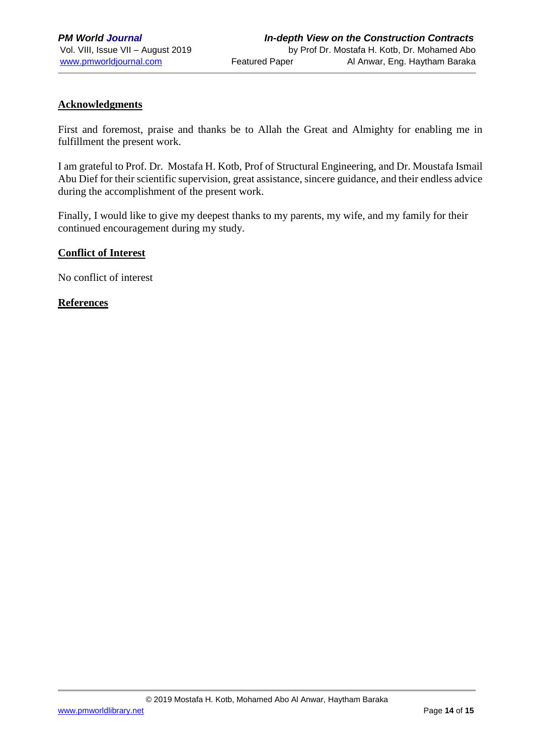## Acknowledgments

First and foremost, praise and thanks be to Allah the Great and Almighty for enabling me in fulfillment the present work.

I am grateful to Prof. Dr. Mostafa H. Kotb, Prof of Structural Engineering, and Dr. Moustafa Ismail Abu Dief for their scientific supervision, great assistance, sincere guidance, and their endless advice during the accomplishment of the present work.

Finally, I would like to give my deepest thanks to my parents, my wife, and my family for their continued encouragement during my study.

## Conflict of Interest

No conflict of interest

## References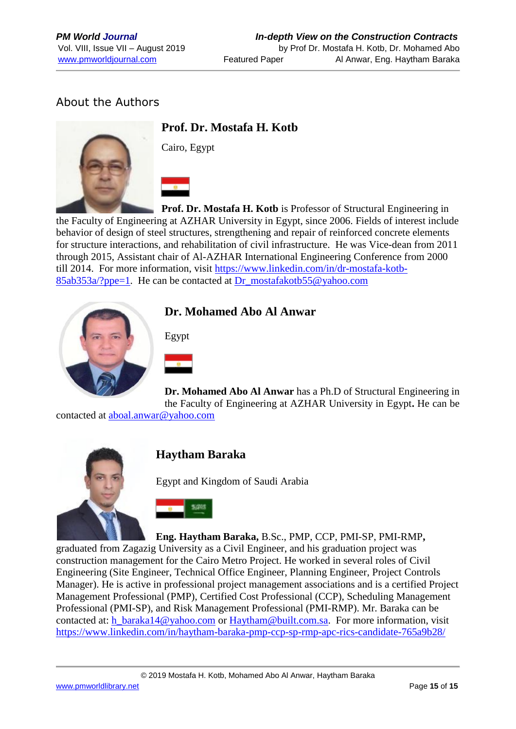## About the Authors

### Prof. Dr. Mostafa H. Kotb

Cairo, Egypt

**Prof. Dr. Mostafa H. Kotb** is Professor of Structural Engineering in the Faculty of Engineering at AZHAR University in Egypt, since 2006. Fields of interest include behavior of design of steel structures, strengthening and repair of reinforced concrete elements for structure interactions, and rehabilitation of civil infrastructure. He was Vice-dean from 2011 through 2015, Assistant chair of Al-AZHAR International Engineering Conference from 2000 till 2014. For more information, visit https://www.linkedin.com/in/dr-mostafa-kotb-85ab353a/?ppe=1. He can be contacted at Dr_mostafakotb55@yahoo.com

### Dr. Mohamed Abo Al Anwar

Egypt

**Dr. Mohamed Abo Al Anwar** has a Ph.D of Structural Engineering in the Faculty of Engineering at AZHAR University in Egypt**.** He can be contacted at aboal.anwar@yahoo.com

### Haytham Baraka

Egypt and Kingdom of Saudi Arabia

**Eng. Haytham Baraka,** B.Sc., PMP, CCP, PMI-SP, PMI-RMP**,** graduated from Zagazig University as a Civil Engineer, and his graduation project was construction management for the Cairo Metro Project. He worked in several roles of Civil Engineering (Site Engineer, Technical Office Engineer, Planning Engineer, Project Controls Manager). He is active in professional project management associations and is a certified Project Management Professional (PMP), Certified Cost Professional (CCP), Scheduling Management Professional (PMI-SP), and Risk Management Professional (PMI-RMP). Mr. Baraka can be contacted at: h_baraka14@yahoo.com or Haytham@built.com.sa. For more information, visit https://www.linkedin.com/in/haytham-baraka-pmp-ccp-sp-rmp-apc-rics-candidate-765a9b28/

© 2019 Mostafa H. Kotb, Mohamed Abo Al Anwar, Haytham Baraka